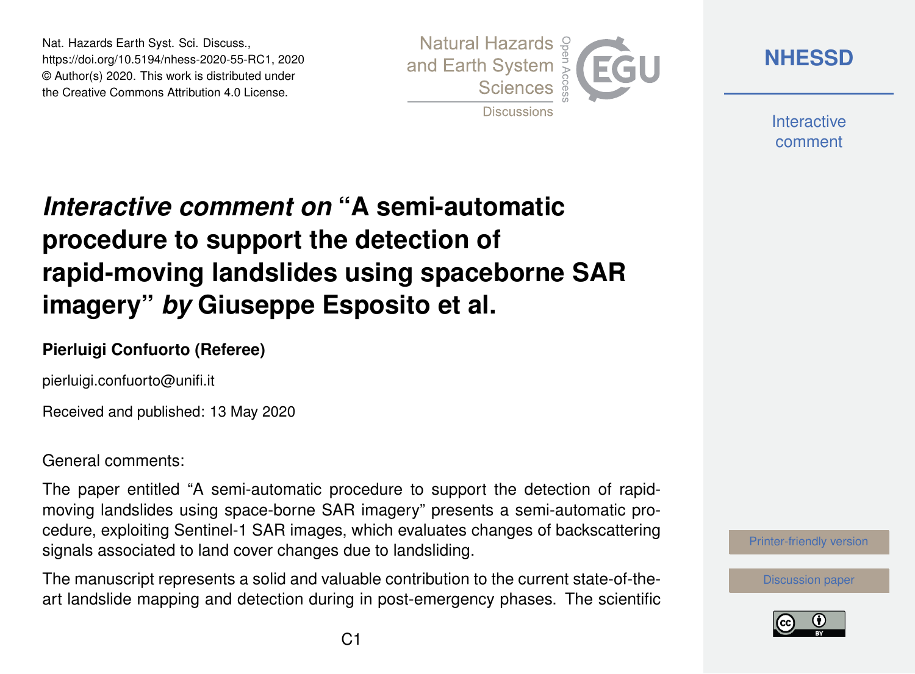# *Interactive comment on* "A semi-automatic procedure to support the detection of rapid-moving landslides using spaceborne SAR imagery" *by* Giuseppe Esposito et al.

**Pierluigi Confuorto (Referee)**

pierluigi.confuorto@unifi.it

Received and published: 13 May 2020

General comments:

The paper entitled "A semi-automatic procedure to support the detection of rapid-moving landslides using space-borne SAR imagery" presents a semi-automatic procedure, exploiting Sentinel-1 SAR images, which evaluates changes of backscattering signals associated to land cover changes due to landsliding.

The manuscript represents a solid and valuable contribution to the current state-of-the-art landslide mapping and detection during in post-emergency phases. The scientific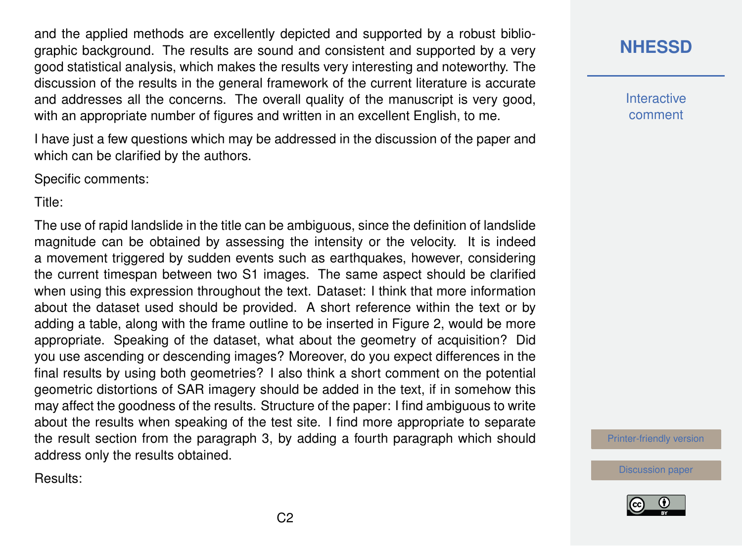and the applied methods are excellently depicted and supported by a robust bibliographic background. The results are sound and consistent and supported by a very good statistical analysis, which makes the results very interesting and noteworthy. The discussion of the results in the general framework of the current literature is accurate and addresses all the concerns. The overall quality of the manuscript is very good, with an appropriate number of figures and written in an excellent English, to me.

I have just a few questions which may be addressed in the discussion of the paper and which can be clarified by the authors.

Specific comments:

Title:

The use of rapid landslide in the title can be ambiguous, since the definition of landslide magnitude can be obtained by assessing the intensity or the velocity. It is indeed a movement triggered by sudden events such as earthquakes, however, considering the current timespan between two S1 images. The same aspect should be clarified when using this expression throughout the text. Dataset: I think that more information about the dataset used should be provided. A short reference within the text or by adding a table, along with the frame outline to be inserted in Figure 2, would be more appropriate. Speaking of the dataset, what about the geometry of acquisition? Did you use ascending or descending images? Moreover, do you expect differences in the final results by using both geometries? I also think a short comment on the potential geometric distortions of SAR imagery should be added in the text, if in somehow this may affect the goodness of the results. Structure of the paper: I find ambiguous to write about the results when speaking of the test site. I find more appropriate to separate the result section from the paragraph 3, by adding a fourth paragraph which should address only the results obtained.

Results: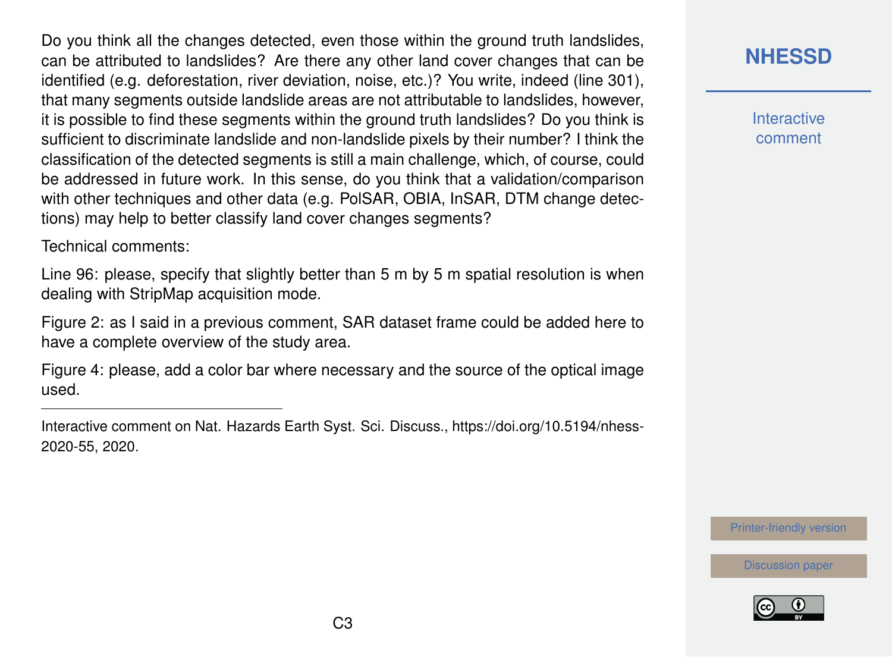Do you think all the changes detected, even those within the ground truth landslides, can be attributed to landslides? Are there any other land cover changes that can be identified (e.g. deforestation, river deviation, noise, etc.)? You write, indeed (line 301), that many segments outside landslide areas are not attributable to landslides, however, it is possible to find these segments within the ground truth landslides? Do you think is sufficient to discriminate landslide and non-landslide pixels by their number? I think the classification of the detected segments is still a main challenge, which, of course, could be addressed in future work. In this sense, do you think that a validation/comparison with other techniques and other data (e.g. PolSAR, OBIA, InSAR, DTM change detections) may help to better classify land cover changes segments?

Technical comments:

Line 96: please, specify that slightly better than 5 m by 5 m spatial resolution is when dealing with StripMap acquisition mode.

Figure 2: as I said in a previous comment, SAR dataset frame could be added here to have a complete overview of the study area.

Figure 4: please, add a color bar where necessary and the source of the optical image used.

---

Interactive comment on Nat. Hazards Earth Syst. Sci. Discuss., https://doi.org/10.5194/nhess-2020-55, 2020.